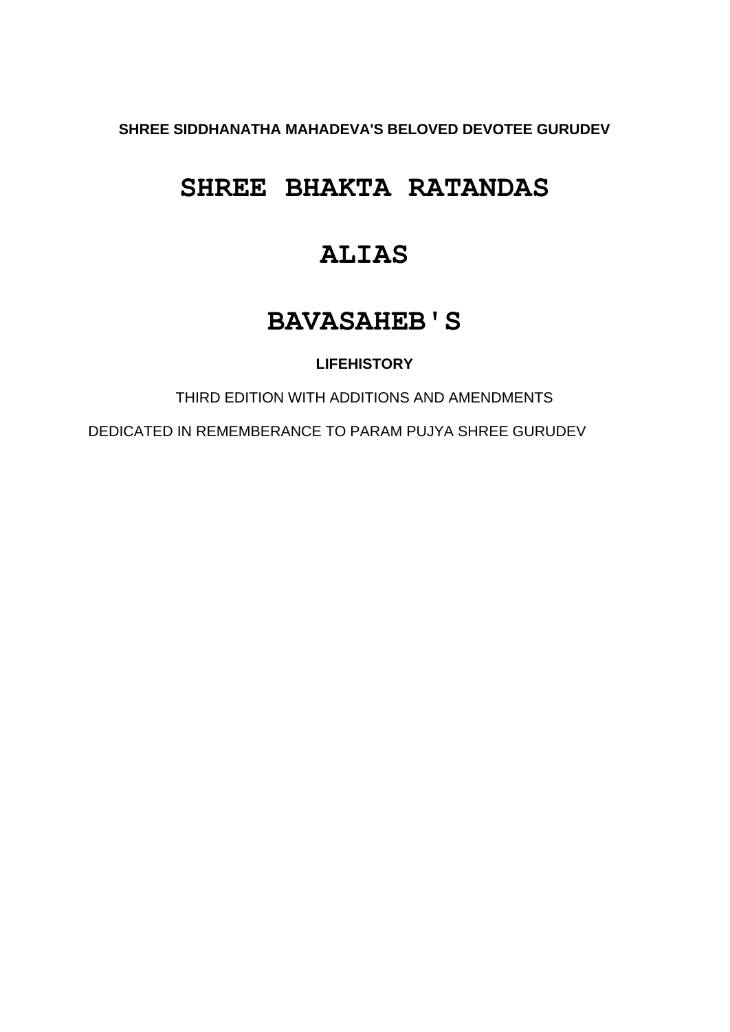**SHREE SIDDHANATHA MAHADEVA'S BELOVED DEVOTEE GURUDEV**

# SHREE BHAKTA RATANDAS

# ALIAS

# BAVASAHEB'S

**LIFEHISTORY**

THIRD EDITION WITH ADDITIONS AND AMENDMENTS

DEDICATED IN REMEMBERANCE TO PARAM PUJYA SHREE GURUDEV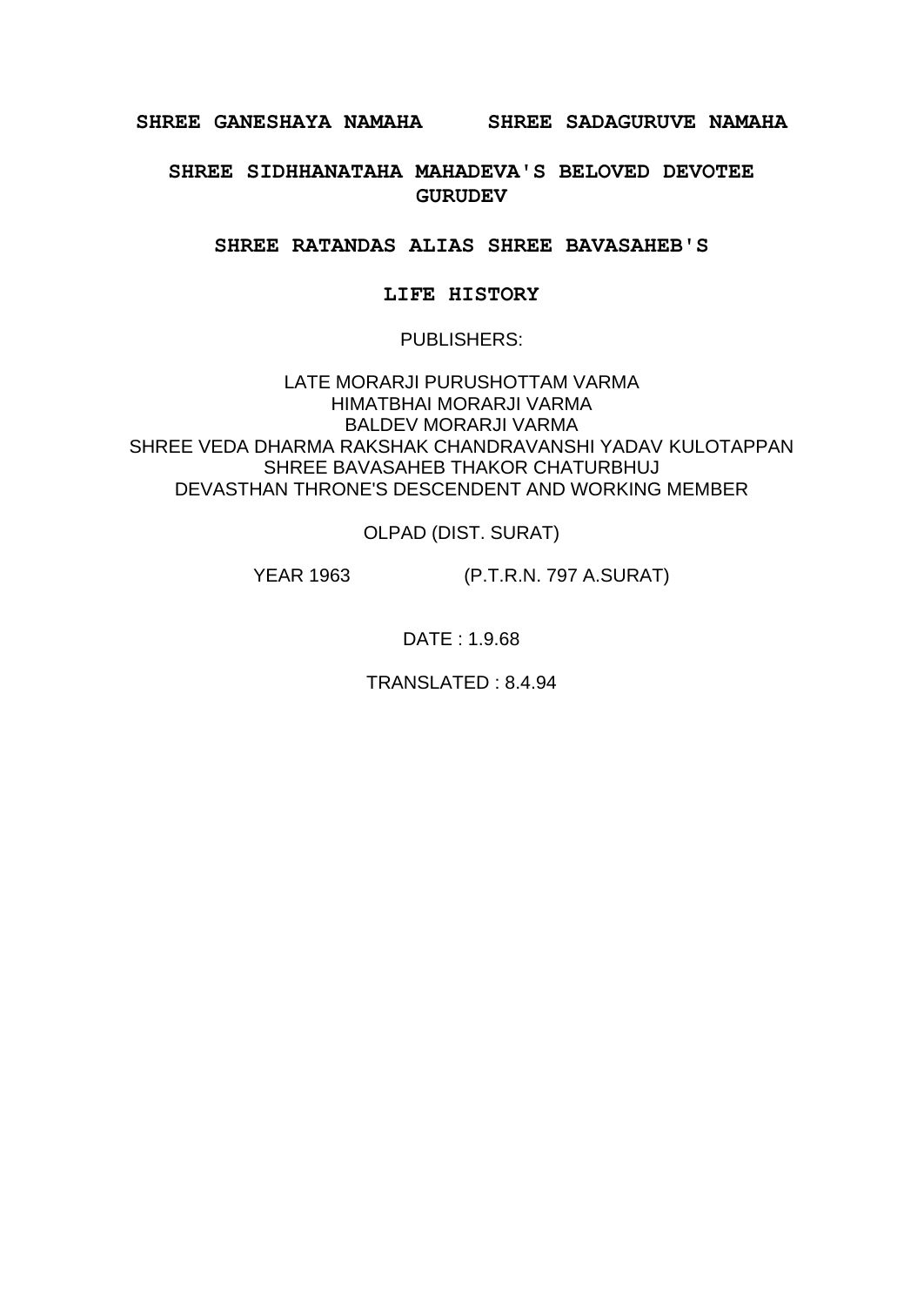**SHREE GANESHAYA NAMAHA     SHREE SADAGURUVE NAMAHA**

**SHREE SIDHHANATAHA MAHADEVA'S BELOVED DEVOTEE GURUDEV**

**SHREE RATANDAS ALIAS SHREE BAVASAHEB'S**

# LIFE HISTORY

PUBLISHERS:

LATE MORARJI PURUSHOTTAM VARMA
HIMATBHAI MORARJI VARMA
BALDEV MORARJI VARMA
SHREE VEDA DHARMA RAKSHAK CHANDRAVANSHI YADAV KULOTAPPAN
SHREE BAVASAHEB THAKOR CHATURBHUJ
DEVASTHAN THRONE'S DESCENDENT AND WORKING MEMBER

OLPAD (DIST. SURAT)

YEAR 1963     (P.T.R.N. 797 A.SURAT)

DATE : 1.9.68

TRANSLATED : 8.4.94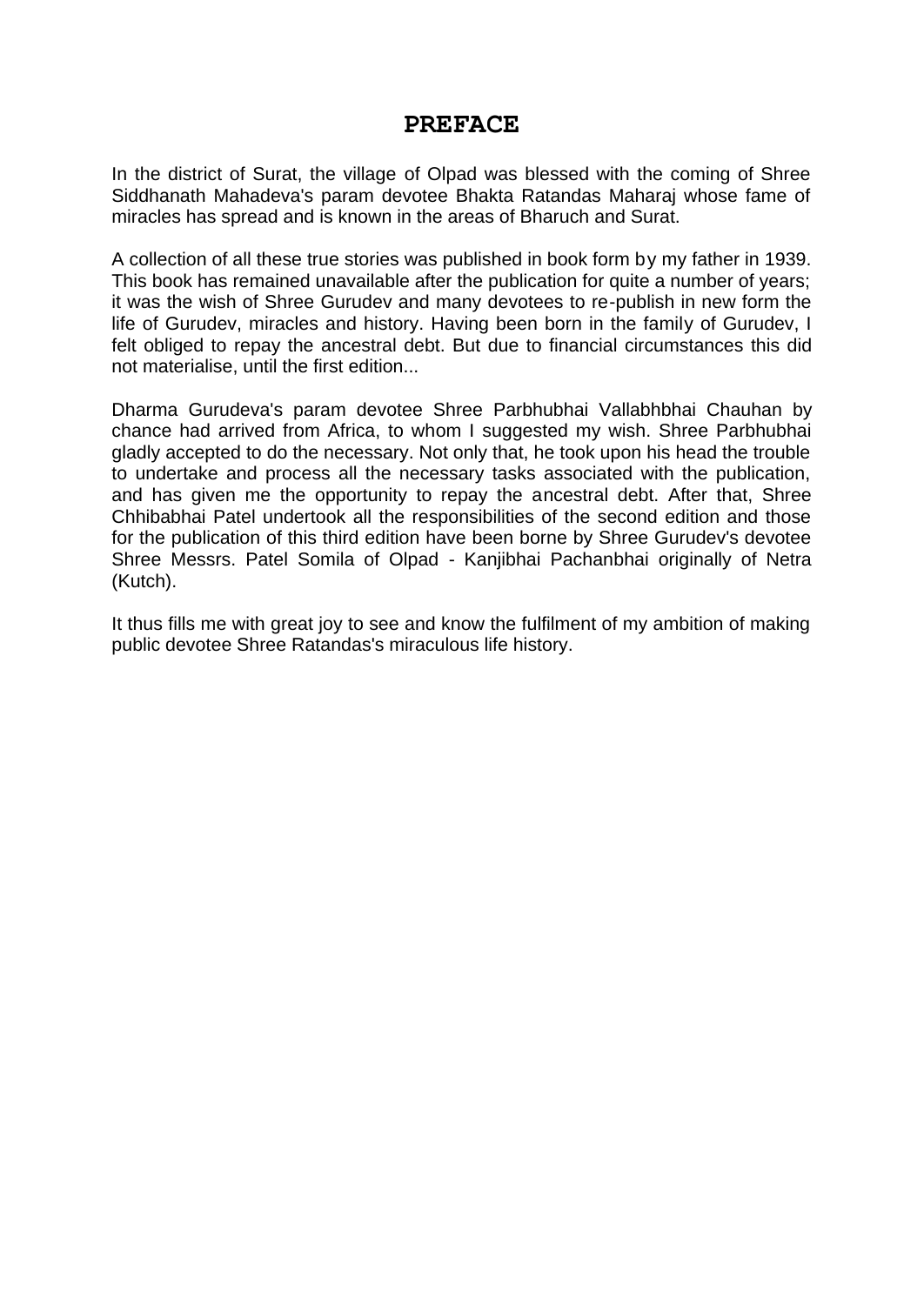# PREFACE

In the district of Surat, the village of Olpad was blessed with the coming of Shree Siddhanath Mahadeva's param devotee Bhakta Ratandas Maharaj whose fame of miracles has spread and is known in the areas of Bharuch and Surat.

A collection of all these true stories was published in book form by my father in 1939. This book has remained unavailable after the publication for quite a number of years; it was the wish of Shree Gurudev and many devotees to re-publish in new form the life of Gurudev, miracles and history. Having been born in the family of Gurudev, I felt obliged to repay the ancestral debt. But due to financial circumstances this did not materialise, until the first edition...

Dharma Gurudeva's param devotee Shree Parbhubhai Vallabhbhai Chauhan by chance had arrived from Africa, to whom I suggested my wish. Shree Parbhubhai gladly accepted to do the necessary. Not only that, he took upon his head the trouble to undertake and process all the necessary tasks associated with the publication, and has given me the opportunity to repay the ancestral debt. After that, Shree Chhibabhai Patel undertook all the responsibilities of the second edition and those for the publication of this third edition have been borne by Shree Gurudev's devotee Shree Messrs. Patel Somila of Olpad - Kanjibhai Pachanbhai originally of Netra (Kutch).

It thus fills me with great joy to see and know the fulfilment of my ambition of making public devotee Shree Ratandas's miraculous life history.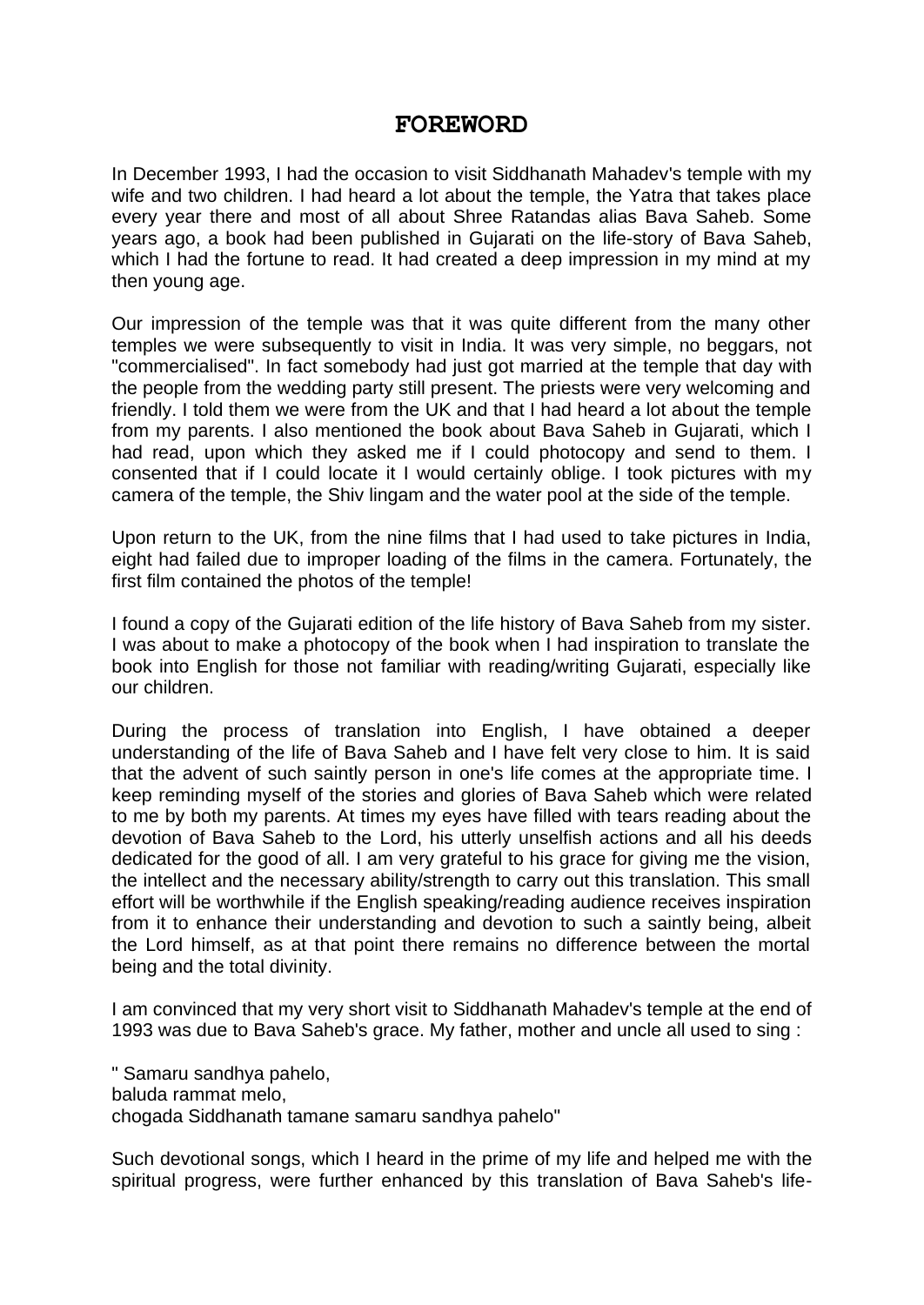## FOREWORD

In December 1993, I had the occasion to visit Siddhanath Mahadev's temple with my wife and two children. I had heard a lot about the temple, the Yatra that takes place every year there and most of all about Shree Ratandas alias Bava Saheb. Some years ago, a book had been published in Gujarati on the life-story of Bava Saheb, which I had the fortune to read. It had created a deep impression in my mind at my then young age.

Our impression of the temple was that it was quite different from the many other temples we were subsequently to visit in India. It was very simple, no beggars, not "commercialised". In fact somebody had just got married at the temple that day with the people from the wedding party still present. The priests were very welcoming and friendly. I told them we were from the UK and that I had heard a lot about the temple from my parents. I also mentioned the book about Bava Saheb in Gujarati, which I had read, upon which they asked me if I could photocopy and send to them. I consented that if I could locate it I would certainly oblige. I took pictures with my camera of the temple, the Shiv lingam and the water pool at the side of the temple.

Upon return to the UK, from the nine films that I had used to take pictures in India, eight had failed due to improper loading of the films in the camera. Fortunately, the first film contained the photos of the temple!

I found a copy of the Gujarati edition of the life history of Bava Saheb from my sister. I was about to make a photocopy of the book when I had inspiration to translate the book into English for those not familiar with reading/writing Gujarati, especially like our children.

During the process of translation into English, I have obtained a deeper understanding of the life of Bava Saheb and I have felt very close to him. It is said that the advent of such saintly person in one's life comes at the appropriate time. I keep reminding myself of the stories and glories of Bava Saheb which were related to me by both my parents. At times my eyes have filled with tears reading about the devotion of Bava Saheb to the Lord, his utterly unselfish actions and all his deeds dedicated for the good of all. I am very grateful to his grace for giving me the vision, the intellect and the necessary ability/strength to carry out this translation. This small effort will be worthwhile if the English speaking/reading audience receives inspiration from it to enhance their understanding and devotion to such a saintly being, albeit the Lord himself, as at that point there remains no difference between the mortal being and the total divinity.

I am convinced that my very short visit to Siddhanath Mahadev's temple at the end of 1993 was due to Bava Saheb's grace. My father, mother and uncle all used to sing :

" Samaru sandhya pahelo,
baluda rammat melo,
chogada Siddhanath tamane samaru sandhya pahelo"

Such devotional songs, which I heard in the prime of my life and helped me with the spiritual progress, were further enhanced by this translation of Bava Saheb's life-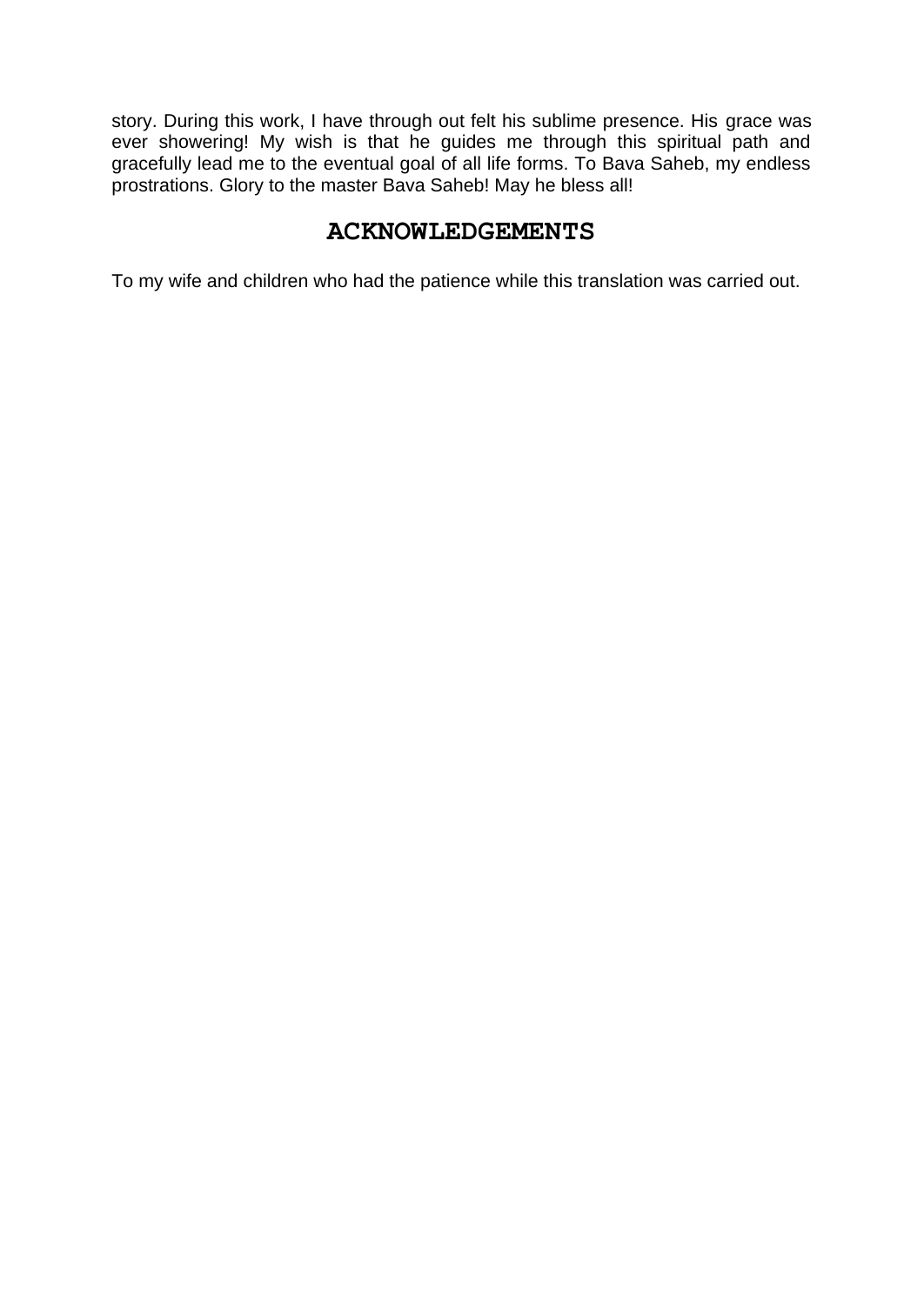story. During this work, I have through out felt his sublime presence. His grace was ever showering! My wish is that he guides me through this spiritual path and gracefully lead me to the eventual goal of all life forms. To Bava Saheb, my endless prostrations. Glory to the master Bava Saheb! May he bless all!

## ACKNOWLEDGEMENTS

To my wife and children who had the patience while this translation was carried out.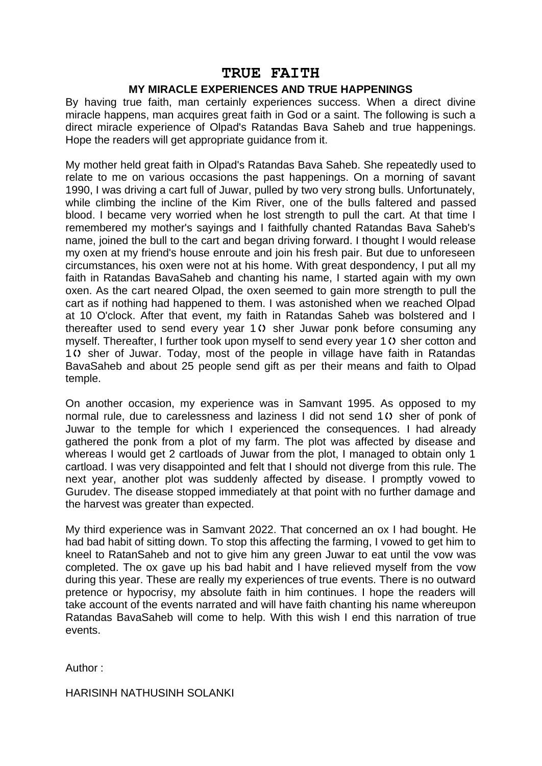# TRUE FAITH

### MY MIRACLE EXPERIENCES AND TRUE HAPPENINGS

By having true faith, man certainly experiences success. When a direct divine miracle happens, man acquires great faith in God or a saint. The following is such a direct miracle experience of Olpad's Ratandas Bava Saheb and true happenings. Hope the readers will get appropriate guidance from it.

My mother held great faith in Olpad's Ratandas Bava Saheb. She repeatedly used to relate to me on various occasions the past happenings. On a morning of savant 1990, I was driving a cart full of Juwar, pulled by two very strong bulls. Unfortunately, while climbing the incline of the Kim River, one of the bulls faltered and passed blood. I became very worried when he lost strength to pull the cart. At that time I remembered my mother's sayings and I faithfully chanted Ratandas Bava Saheb's name, joined the bull to the cart and began driving forward. I thought I would release my oxen at my friend's house enroute and join his fresh pair. But due to unforeseen circumstances, his oxen were not at his home. With great despondency, I put all my faith in Ratandas BavaSaheb and chanting his name, I started again with my own oxen. As the cart neared Olpad, the oxen seemed to gain more strength to pull the cart as if nothing had happened to them. I was astonished when we reached Olpad at 10 O'clock. After that event, my faith in Ratandas Saheb was bolstered and I thereafter used to send every year 10 sher Juwar ponk before consuming any myself. Thereafter, I further took upon myself to send every year 10 sher cotton and 10 sher of Juwar. Today, most of the people in village have faith in Ratandas BavaSaheb and about 25 people send gift as per their means and faith to Olpad temple.

On another occasion, my experience was in Samvant 1995. As opposed to my normal rule, due to carelessness and laziness I did not send 10 sher of ponk of Juwar to the temple for which I experienced the consequences. I had already gathered the ponk from a plot of my farm. The plot was affected by disease and whereas I would get 2 cartloads of Juwar from the plot, I managed to obtain only 1 cartload. I was very disappointed and felt that I should not diverge from this rule. The next year, another plot was suddenly affected by disease. I promptly vowed to Gurudev. The disease stopped immediately at that point with no further damage and the harvest was greater than expected.

My third experience was in Samvant 2022. That concerned an ox I had bought. He had bad habit of sitting down. To stop this affecting the farming, I vowed to get him to kneel to RatanSaheb and not to give him any green Juwar to eat until the vow was completed. The ox gave up his bad habit and I have relieved myself from the vow during this year. These are really my experiences of true events. There is no outward pretence or hypocrisy, my absolute faith in him continues. I hope the readers will take account of the events narrated and will have faith chanting his name whereupon Ratandas BavaSaheb will come to help. With this wish I end this narration of true events.

Author :

HARISINH NATHUSINH SOLANKI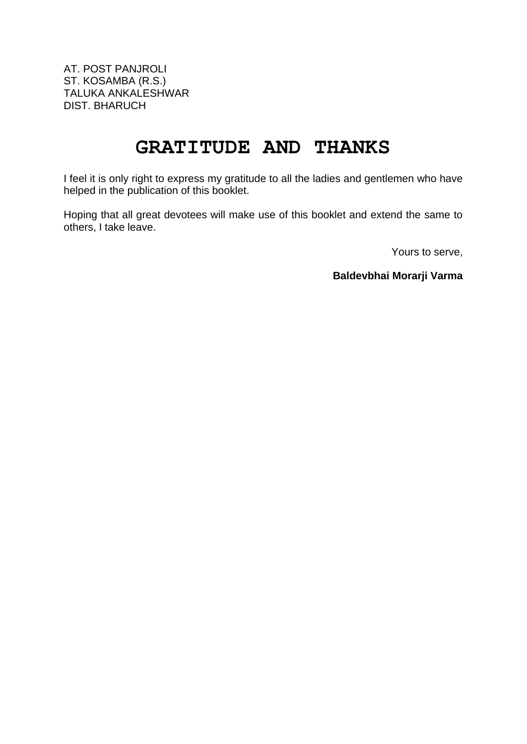AT. POST PANJROLI
ST. KOSAMBA (R.S.)
TALUKA ANKALESHWAR
DIST. BHARUCH

# GRATITUDE AND THANKS

I feel it is only right to express my gratitude to all the ladies and gentlemen who have helped in the publication of this booklet.

Hoping that all great devotees will make use of this booklet and extend the same to others, I take leave.

Yours to serve,

**Baldevbhai Morarji Varma**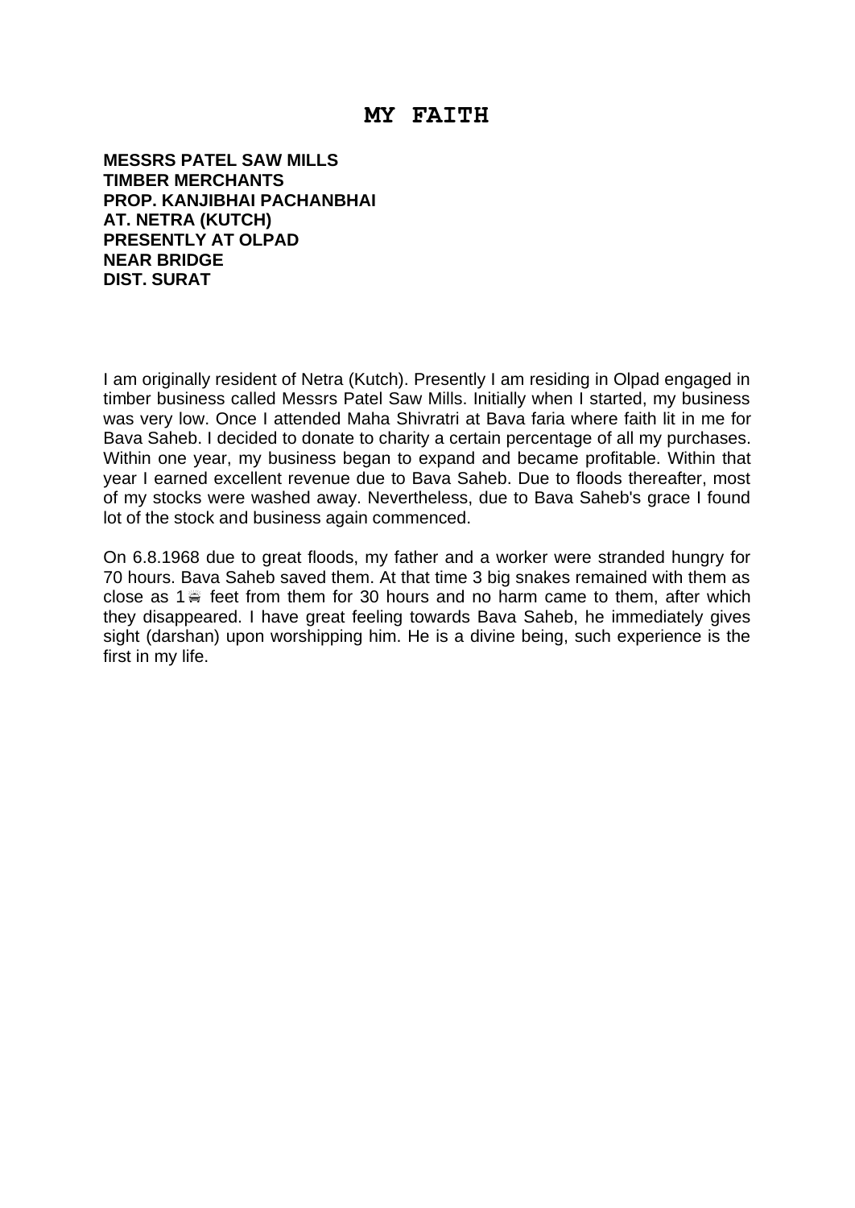# MY FAITH

**MESSRS PATEL SAW MILLS**
**TIMBER MERCHANTS**
**PROP. KANJIBHAI PACHANBHAI**
**AT. NETRA (KUTCH)**
**PRESENTLY AT OLPAD**
**NEAR BRIDGE**
**DIST. SURAT**

I am originally resident of Netra (Kutch). Presently I am residing in Olpad engaged in timber business called Messrs Patel Saw Mills. Initially when I started, my business was very low. Once I attended Maha Shivratri at Bava faria where faith lit in me for Bava Saheb. I decided to donate to charity a certain percentage of all my purchases. Within one year, my business began to expand and became profitable. Within that year I earned excellent revenue due to Bava Saheb. Due to floods thereafter, most of my stocks were washed away. Nevertheless, due to Bava Saheb's grace I found lot of the stock and business again commenced.

On 6.8.1968 due to great floods, my father and a worker were stranded hungry for 70 hours. Bava Saheb saved them. At that time 3 big snakes remained with them as close as 1½ feet from them for 30 hours and no harm came to them, after which they disappeared. I have great feeling towards Bava Saheb, he immediately gives sight (darshan) upon worshipping him. He is a divine being, such experience is the first in my life.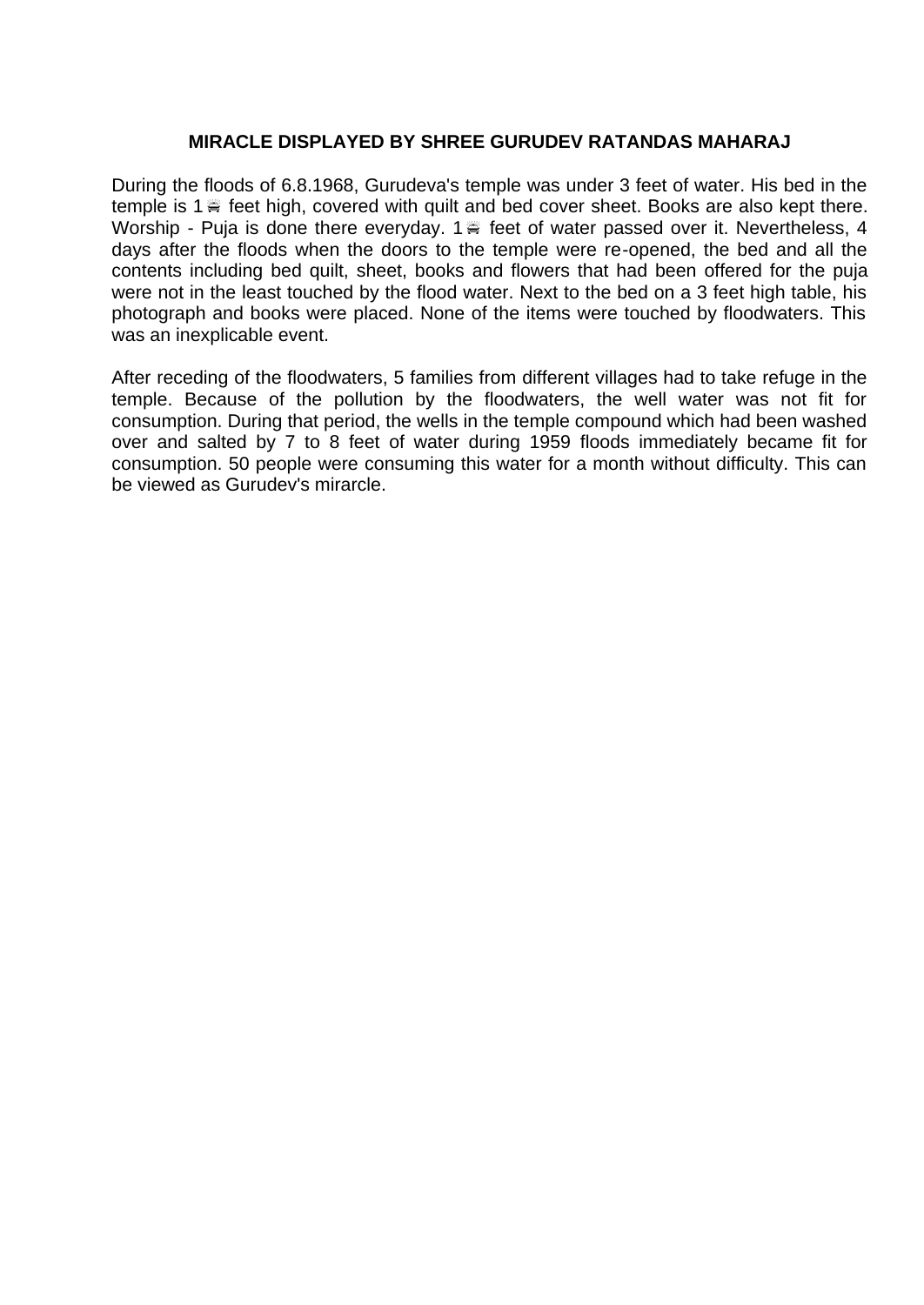### MIRACLE DISPLAYED BY SHREE GURUDEV RATANDAS MAHARAJ

During the floods of 6.8.1968, Gurudeva's temple was under 3 feet of water. His bed in the temple is 1½ feet high, covered with quilt and bed cover sheet. Books are also kept there. Worship - Puja is done there everyday. 1½ feet of water passed over it. Nevertheless, 4 days after the floods when the doors to the temple were re-opened, the bed and all the contents including bed quilt, sheet, books and flowers that had been offered for the puja were not in the least touched by the flood water. Next to the bed on a 3 feet high table, his photograph and books were placed. None of the items were touched by floodwaters. This was an inexplicable event.

After receding of the floodwaters, 5 families from different villages had to take refuge in the temple. Because of the pollution by the floodwaters, the well water was not fit for consumption. During that period, the wells in the temple compound which had been washed over and salted by 7 to 8 feet of water during 1959 floods immediately became fit for consumption. 50 people were consuming this water for a month without difficulty. This can be viewed as Gurudev's mirarcle.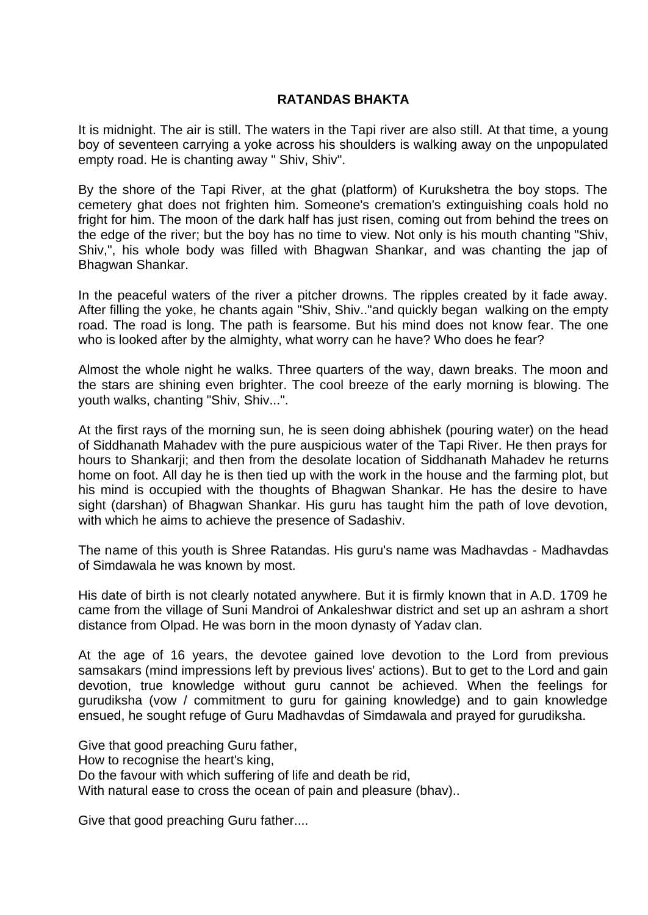# RATANDAS BHAKTA

It is midnight. The air is still. The waters in the Tapi river are also still. At that time, a young boy of seventeen carrying a yoke across his shoulders is walking away on the unpopulated empty road. He is chanting away " Shiv, Shiv".

By the shore of the Tapi River, at the ghat (platform) of Kurukshetra the boy stops. The cemetery ghat does not frighten him. Someone's cremation's extinguishing coals hold no fright for him. The moon of the dark half has just risen, coming out from behind the trees on the edge of the river; but the boy has no time to view. Not only is his mouth chanting "Shiv, Shiv,", his whole body was filled with Bhagwan Shankar, and was chanting the jap of Bhagwan Shankar.

In the peaceful waters of the river a pitcher drowns. The ripples created by it fade away. After filling the yoke, he chants again "Shiv, Shiv.."and quickly began walking on the empty road. The road is long. The path is fearsome. But his mind does not know fear. The one who is looked after by the almighty, what worry can he have? Who does he fear?

Almost the whole night he walks. Three quarters of the way, dawn breaks. The moon and the stars are shining even brighter. The cool breeze of the early morning is blowing. The youth walks, chanting "Shiv, Shiv...".

At the first rays of the morning sun, he is seen doing abhishek (pouring water) on the head of Siddhanath Mahadev with the pure auspicious water of the Tapi River. He then prays for hours to Shankarji; and then from the desolate location of Siddhanath Mahadev he returns home on foot. All day he is then tied up with the work in the house and the farming plot, but his mind is occupied with the thoughts of Bhagwan Shankar. He has the desire to have sight (darshan) of Bhagwan Shankar. His guru has taught him the path of love devotion, with which he aims to achieve the presence of Sadashiv.

The name of this youth is Shree Ratandas. His guru's name was Madhavdas - Madhavdas of Simdawala he was known by most.

His date of birth is not clearly notated anywhere. But it is firmly known that in A.D. 1709 he came from the village of Suni Mandroi of Ankaleshwar district and set up an ashram a short distance from Olpad. He was born in the moon dynasty of Yadav clan.

At the age of 16 years, the devotee gained love devotion to the Lord from previous samsakars (mind impressions left by previous lives' actions). But to get to the Lord and gain devotion, true knowledge without guru cannot be achieved. When the feelings for gurudiksha (vow / commitment to guru for gaining knowledge) and to gain knowledge ensued, he sought refuge of Guru Madhavdas of Simdawala and prayed for gurudiksha.

Give that good preaching Guru father,  
How to recognise the heart's king,  
Do the favour with which suffering of life and death be rid,  
With natural ease to cross the ocean of pain and pleasure (bhav)..

Give that good preaching Guru father....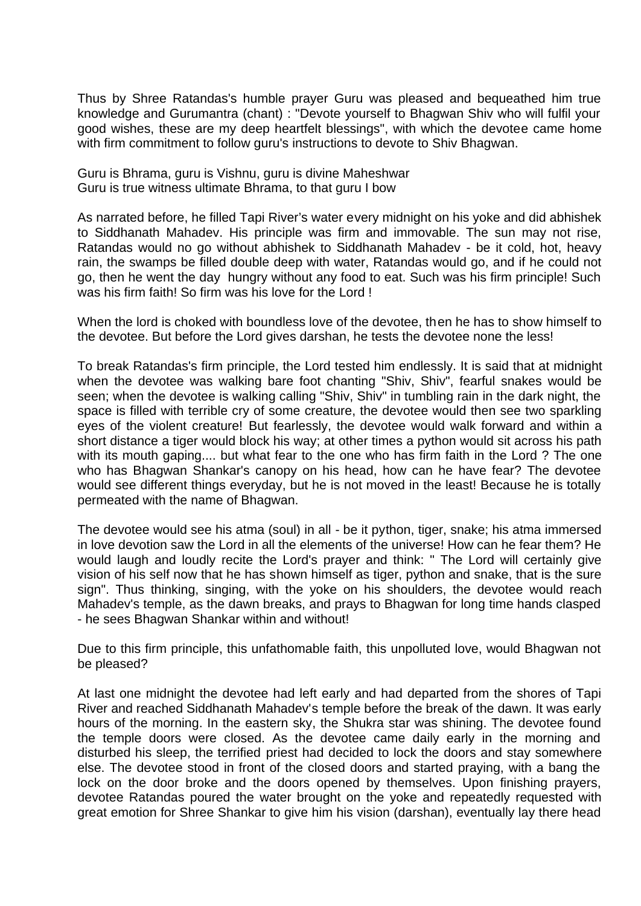Thus by Shree Ratandas's humble prayer Guru was pleased and bequeathed him true knowledge and Gurumantra (chant) : "Devote yourself to Bhagwan Shiv who will fulfil your good wishes, these are my deep heartfelt blessings", with which the devotee came home with firm commitment to follow guru's instructions to devote to Shiv Bhagwan.

Guru is Bhrama, guru is Vishnu, guru is divine Maheshwar
Guru is true witness ultimate Bhrama, to that guru I bow

As narrated before, he filled Tapi River's water every midnight on his yoke and did abhishek to Siddhanath Mahadev. His principle was firm and immovable. The sun may not rise, Ratandas would no go without abhishek to Siddhanath Mahadev - be it cold, hot, heavy rain, the swamps be filled double deep with water, Ratandas would go, and if he could not go, then he went the day hungry without any food to eat. Such was his firm principle! Such was his firm faith! So firm was his love for the Lord !

When the lord is choked with boundless love of the devotee, then he has to show himself to the devotee. But before the Lord gives darshan, he tests the devotee none the less!

To break Ratandas's firm principle, the Lord tested him endlessly. It is said that at midnight when the devotee was walking bare foot chanting "Shiv, Shiv", fearful snakes would be seen; when the devotee is walking calling "Shiv, Shiv" in tumbling rain in the dark night, the space is filled with terrible cry of some creature, the devotee would then see two sparkling eyes of the violent creature! But fearlessly, the devotee would walk forward and within a short distance a tiger would block his way; at other times a python would sit across his path with its mouth gaping.... but what fear to the one who has firm faith in the Lord ? The one who has Bhagwan Shankar's canopy on his head, how can he have fear? The devotee would see different things everyday, but he is not moved in the least! Because he is totally permeated with the name of Bhagwan.

The devotee would see his atma (soul) in all - be it python, tiger, snake; his atma immersed in love devotion saw the Lord in all the elements of the universe! How can he fear them? He would laugh and loudly recite the Lord's prayer and think: " The Lord will certainly give vision of his self now that he has shown himself as tiger, python and snake, that is the sure sign". Thus thinking, singing, with the yoke on his shoulders, the devotee would reach Mahadev's temple, as the dawn breaks, and prays to Bhagwan for long time hands clasped - he sees Bhagwan Shankar within and without!

Due to this firm principle, this unfathomable faith, this unpolluted love, would Bhagwan not be pleased?

At last one midnight the devotee had left early and had departed from the shores of Tapi River and reached Siddhanath Mahadev's temple before the break of the dawn. It was early hours of the morning. In the eastern sky, the Shukra star was shining. The devotee found the temple doors were closed. As the devotee came daily early in the morning and disturbed his sleep, the terrified priest had decided to lock the doors and stay somewhere else. The devotee stood in front of the closed doors and started praying, with a bang the lock on the door broke and the doors opened by themselves. Upon finishing prayers, devotee Ratandas poured the water brought on the yoke and repeatedly requested with great emotion for Shree Shankar to give him his vision (darshan), eventually lay there head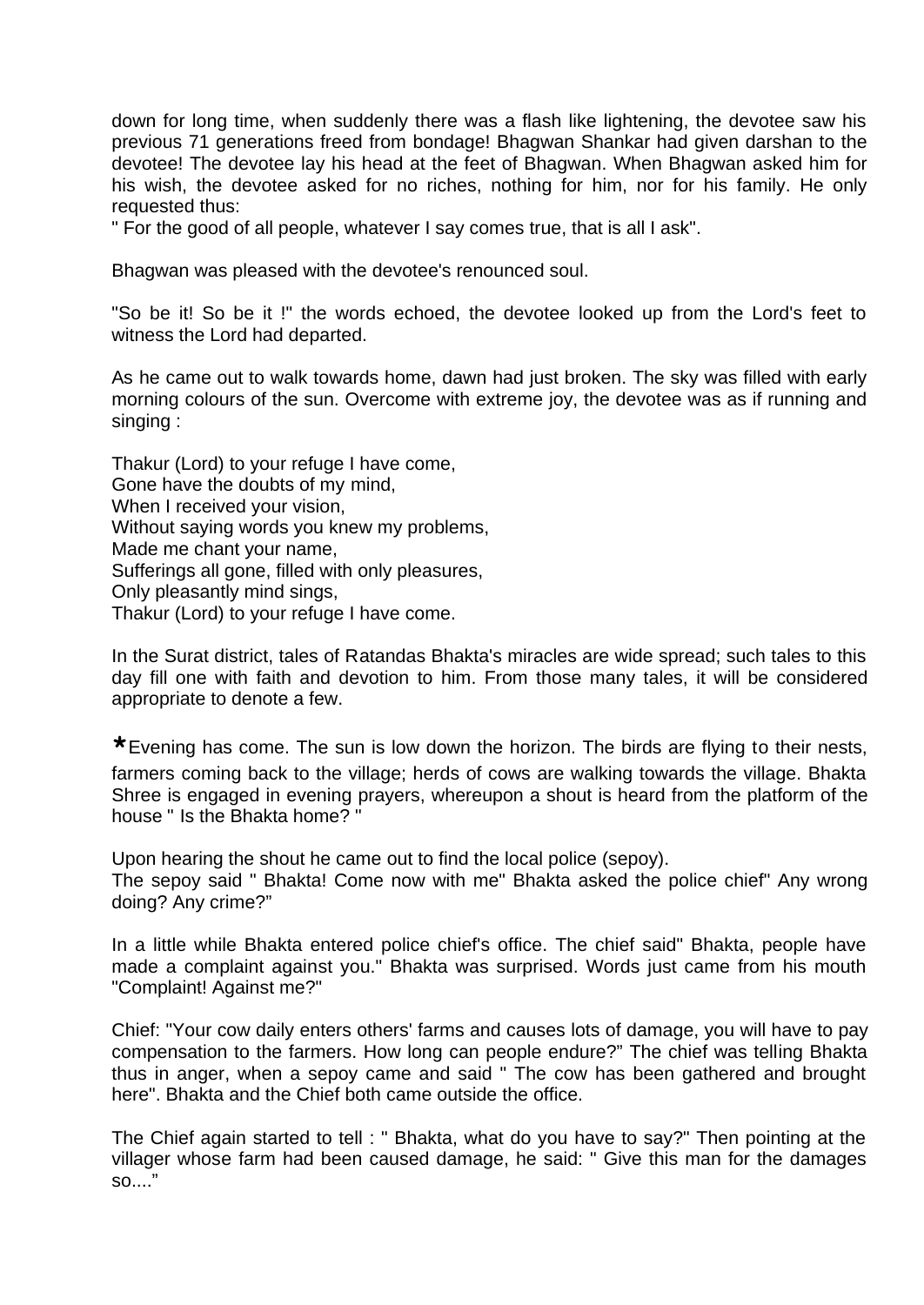down for long time, when suddenly there was a flash like lightening, the devotee saw his previous 71 generations freed from bondage! Bhagwan Shankar had given darshan to the devotee! The devotee lay his head at the feet of Bhagwan. When Bhagwan asked him for his wish, the devotee asked for no riches, nothing for him, nor for his family. He only requested thus:

" For the good of all people, whatever I say comes true, that is all I ask".

Bhagwan was pleased with the devotee's renounced soul.

"So be it! So be it !" the words echoed, the devotee looked up from the Lord's feet to witness the Lord had departed.

As he came out to walk towards home, dawn had just broken. The sky was filled with early morning colours of the sun. Overcome with extreme joy, the devotee was as if running and singing :

Thakur (Lord) to your refuge I have come,  
Gone have the doubts of my mind,  
When I received your vision,  
Without saying words you knew my problems,  
Made me chant your name,  
Sufferings all gone, filled with only pleasures,  
Only pleasantly mind sings,  
Thakur (Lord) to your refuge I have come.

In the Surat district, tales of Ratandas Bhakta's miracles are wide spread; such tales to this day fill one with faith and devotion to him. From those many tales, it will be considered appropriate to denote a few.

*Evening has come. The sun is low down the horizon. The birds are flying to their nests, farmers coming back to the village; herds of cows are walking towards the village. Bhakta Shree is engaged in evening prayers, whereupon a shout is heard from the platform of the house " Is the Bhakta home? "

Upon hearing the shout he came out to find the local police (sepoy).  
The sepoy said " Bhakta! Come now with me" Bhakta asked the police chief" Any wrong doing? Any crime?"

In a little while Bhakta entered police chief's office. The chief said" Bhakta, people have made a complaint against you." Bhakta was surprised. Words just came from his mouth "Complaint! Against me?"

Chief: "Your cow daily enters others' farms and causes lots of damage, you will have to pay compensation to the farmers. How long can people endure?" The chief was telling Bhakta thus in anger, when a sepoy came and said " The cow has been gathered and brought here". Bhakta and the Chief both came outside the office.

The Chief again started to tell : " Bhakta, what do you have to say?" Then pointing at the villager whose farm had been caused damage, he said: " Give this man for the damages so...."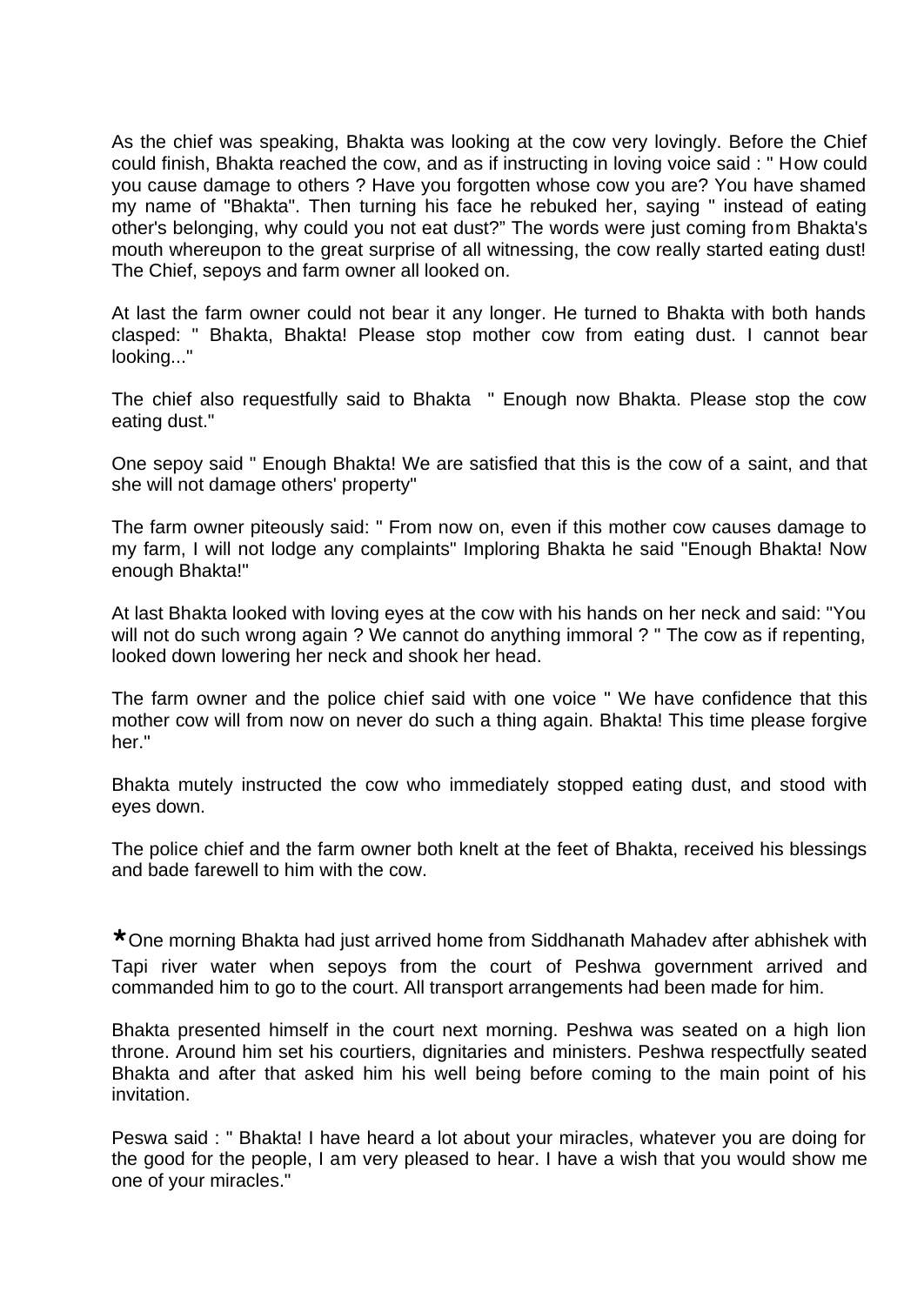As the chief was speaking, Bhakta was looking at the cow very lovingly. Before the Chief could finish, Bhakta reached the cow, and as if instructing in loving voice said : " How could you cause damage to others ? Have you forgotten whose cow you are? You have shamed my name of "Bhakta". Then turning his face he rebuked her, saying " instead of eating other's belonging, why could you not eat dust?" The words were just coming from Bhakta's mouth whereupon to the great surprise of all witnessing, the cow really started eating dust! The Chief, sepoys and farm owner all looked on.

At last the farm owner could not bear it any longer. He turned to Bhakta with both hands clasped: " Bhakta, Bhakta! Please stop mother cow from eating dust. I cannot bear looking..."

The chief also requestfully said to Bhakta " Enough now Bhakta. Please stop the cow eating dust."

One sepoy said " Enough Bhakta! We are satisfied that this is the cow of a saint, and that she will not damage others' property"

The farm owner piteously said: " From now on, even if this mother cow causes damage to my farm, I will not lodge any complaints" Imploring Bhakta he said "Enough Bhakta! Now enough Bhakta!"

At last Bhakta looked with loving eyes at the cow with his hands on her neck and said: "You will not do such wrong again ? We cannot do anything immoral ? " The cow as if repenting, looked down lowering her neck and shook her head.

The farm owner and the police chief said with one voice " We have confidence that this mother cow will from now on never do such a thing again. Bhakta! This time please forgive her."

Bhakta mutely instructed the cow who immediately stopped eating dust, and stood with eyes down.

The police chief and the farm owner both knelt at the feet of Bhakta, received his blessings and bade farewell to him with the cow.

*One morning Bhakta had just arrived home from Siddhanath Mahadev after abhishek with Tapi river water when sepoys from the court of Peshwa government arrived and commanded him to go to the court. All transport arrangements had been made for him.

Bhakta presented himself in the court next morning. Peshwa was seated on a high lion throne. Around him set his courtiers, dignitaries and ministers. Peshwa respectfully seated Bhakta and after that asked him his well being before coming to the main point of his invitation.

Peswa said : " Bhakta! I have heard a lot about your miracles, whatever you are doing for the good for the people, I am very pleased to hear. I have a wish that you would show me one of your miracles."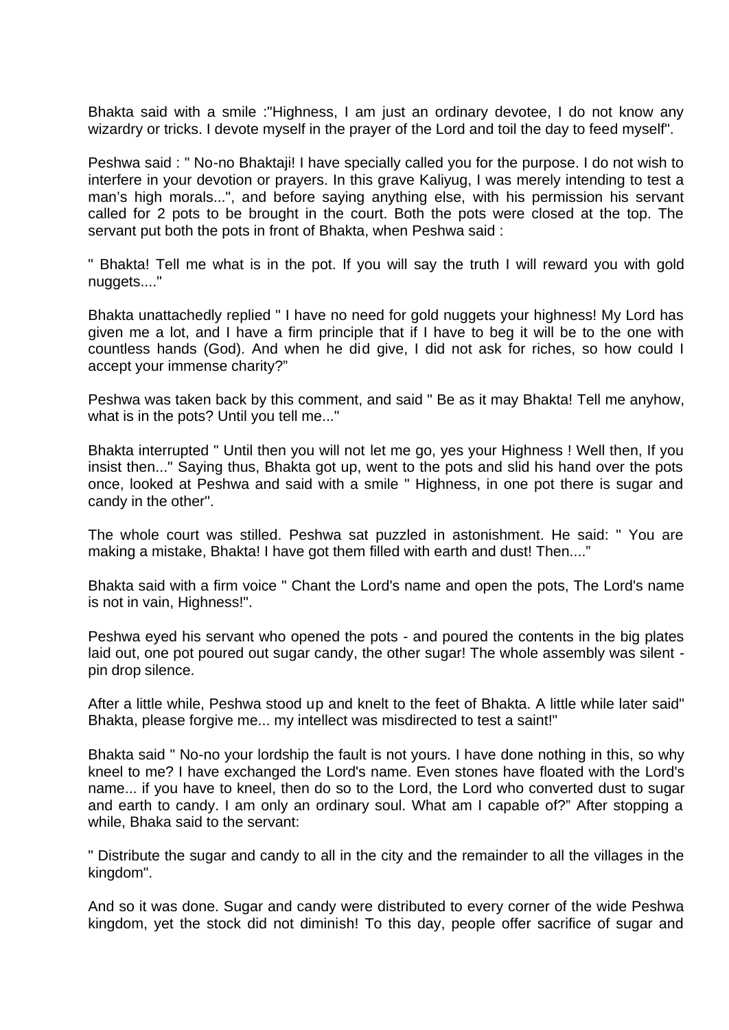Bhakta said with a smile :"Highness, I am just an ordinary devotee, I do not know any wizardry or tricks. I devote myself in the prayer of the Lord and toil the day to feed myself".

Peshwa said : " No-no Bhaktaji! I have specially called you for the purpose. I do not wish to interfere in your devotion or prayers. In this grave Kaliyug, I was merely intending to test a man's high morals...", and before saying anything else, with his permission his servant called for 2 pots to be brought in the court. Both the pots were closed at the top. The servant put both the pots in front of Bhakta, when Peshwa said :

" Bhakta! Tell me what is in the pot. If you will say the truth I will reward you with gold nuggets...."

Bhakta unattachedly replied " I have no need for gold nuggets your highness! My Lord has given me a lot, and I have a firm principle that if I have to beg it will be to the one with countless hands (God). And when he did give, I did not ask for riches, so how could I accept your immense charity?"

Peshwa was taken back by this comment, and said " Be as it may Bhakta! Tell me anyhow, what is in the pots? Until you tell me..."

Bhakta interrupted " Until then you will not let me go, yes your Highness ! Well then, If you insist then..." Saying thus, Bhakta got up, went to the pots and slid his hand over the pots once, looked at Peshwa and said with a smile " Highness, in one pot there is sugar and candy in the other".

The whole court was stilled. Peshwa sat puzzled in astonishment. He said: " You are making a mistake, Bhakta! I have got them filled with earth and dust! Then...."

Bhakta said with a firm voice " Chant the Lord's name and open the pots, The Lord's name is not in vain, Highness!".

Peshwa eyed his servant who opened the pots - and poured the contents in the big plates laid out, one pot poured out sugar candy, the other sugar! The whole assembly was silent - pin drop silence.

After a little while, Peshwa stood up and knelt to the feet of Bhakta. A little while later said" Bhakta, please forgive me... my intellect was misdirected to test a saint!"

Bhakta said " No-no your lordship the fault is not yours. I have done nothing in this, so why kneel to me? I have exchanged the Lord's name. Even stones have floated with the Lord's name... if you have to kneel, then do so to the Lord, the Lord who converted dust to sugar and earth to candy. I am only an ordinary soul. What am I capable of?" After stopping a while, Bhaka said to the servant:

" Distribute the sugar and candy to all in the city and the remainder to all the villages in the kingdom".

And so it was done. Sugar and candy were distributed to every corner of the wide Peshwa kingdom, yet the stock did not diminish! To this day, people offer sacrifice of sugar and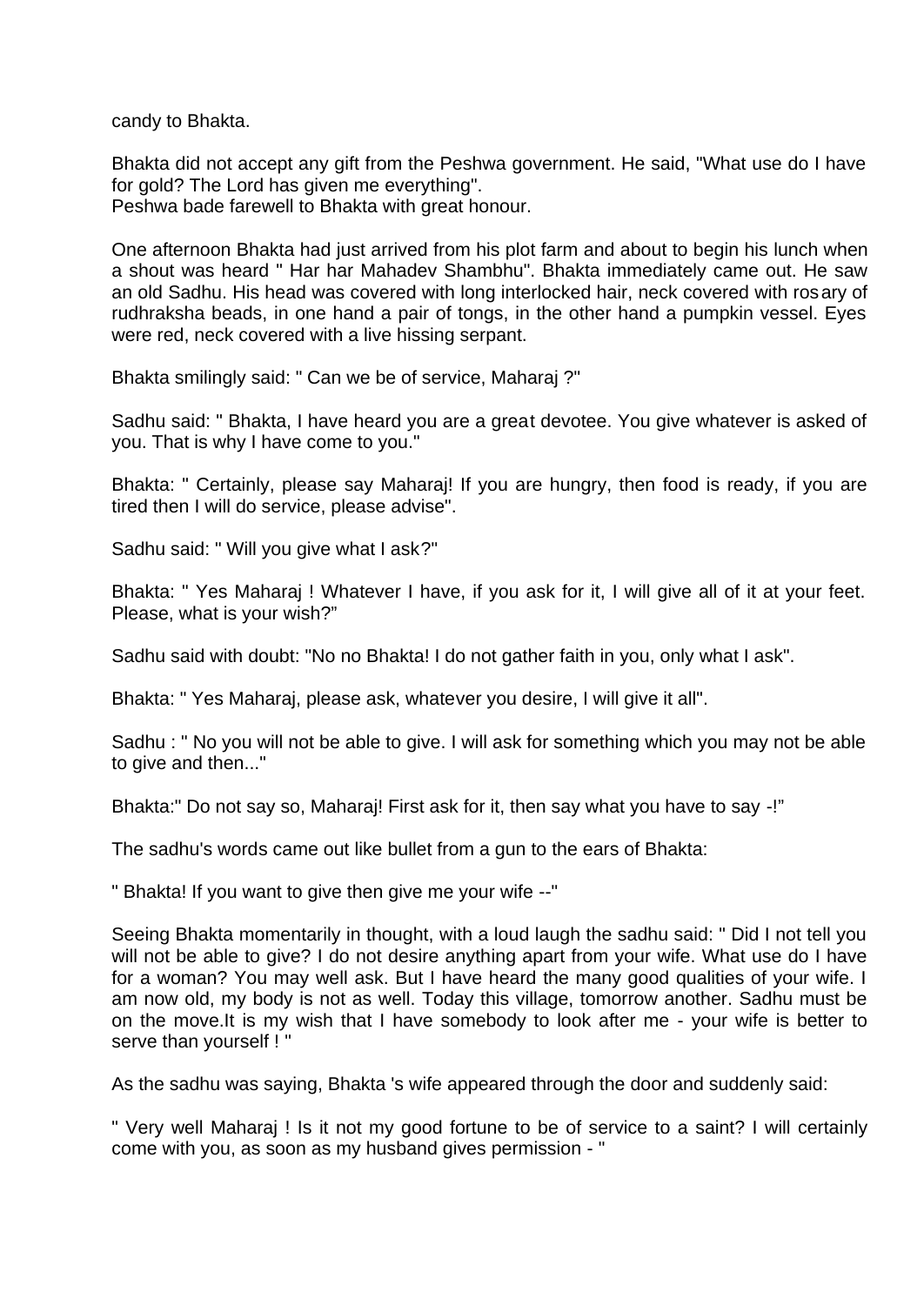candy to Bhakta.

Bhakta did not accept any gift from the Peshwa government. He said, "What use do I have for gold? The Lord has given me everything".
Peshwa bade farewell to Bhakta with great honour.

One afternoon Bhakta had just arrived from his plot farm and about to begin his lunch when a shout was heard " Har har Mahadev Shambhu". Bhakta immediately came out. He saw an old Sadhu. His head was covered with long interlocked hair, neck covered with rosary of rudhraksha beads, in one hand a pair of tongs, in the other hand a pumpkin vessel. Eyes were red, neck covered with a live hissing serpant.

Bhakta smilingly said: " Can we be of service, Maharaj ?"

Sadhu said: " Bhakta, I have heard you are a great devotee. You give whatever is asked of you. That is why I have come to you."

Bhakta: " Certainly, please say Maharaj! If you are hungry, then food is ready, if you are tired then I will do service, please advise".

Sadhu said: " Will you give what I ask?"

Bhakta: " Yes Maharaj ! Whatever I have, if you ask for it, I will give all of it at your feet. Please, what is your wish?"

Sadhu said with doubt: "No no Bhakta! I do not gather faith in you, only what I ask".

Bhakta: " Yes Maharaj, please ask, whatever you desire, I will give it all".

Sadhu : " No you will not be able to give. I will ask for something which you may not be able to give and then..."

Bhakta:" Do not say so, Maharaj! First ask for it, then say what you have to say -!"

The sadhu's words came out like bullet from a gun to the ears of Bhakta:

" Bhakta! If you want to give then give me your wife --"

Seeing Bhakta momentarily in thought, with a loud laugh the sadhu said: " Did I not tell you will not be able to give? I do not desire anything apart from your wife. What use do I have for a woman? You may well ask. But I have heard the many good qualities of your wife. I am now old, my body is not as well. Today this village, tomorrow another. Sadhu must be on the move.It is my wish that I have somebody to look after me - your wife is better to serve than yourself ! "

As the sadhu was saying, Bhakta 's wife appeared through the door and suddenly said:

" Very well Maharaj ! Is it not my good fortune to be of service to a saint? I will certainly come with you, as soon as my husband gives permission - "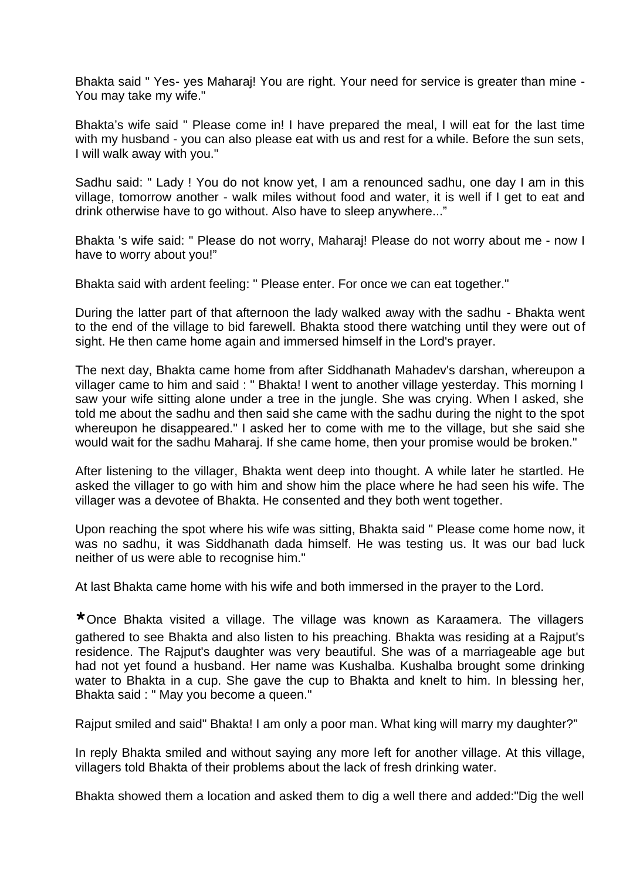Bhakta said " Yes- yes Maharaj! You are right. Your need for service is greater than mine - You may take my wife."

Bhakta's wife said " Please come in! I have prepared the meal, I will eat for the last time with my husband - you can also please eat with us and rest for a while. Before the sun sets, I will walk away with you."

Sadhu said: " Lady ! You do not know yet, I am a renounced sadhu, one day I am in this village, tomorrow another - walk miles without food and water, it is well if I get to eat and drink otherwise have to go without. Also have to sleep anywhere..."

Bhakta 's wife said: " Please do not worry, Maharaj! Please do not worry about me - now I have to worry about you!"

Bhakta said with ardent feeling: " Please enter. For once we can eat together."

During the latter part of that afternoon the lady walked away with the sadhu - Bhakta went to the end of the village to bid farewell. Bhakta stood there watching until they were out of sight. He then came home again and immersed himself in the Lord's prayer.

The next day, Bhakta came home from after Siddhanath Mahadev's darshan, whereupon a villager came to him and said : " Bhakta! I went to another village yesterday. This morning I saw your wife sitting alone under a tree in the jungle. She was crying. When I asked, she told me about the sadhu and then said she came with the sadhu during the night to the spot whereupon he disappeared." I asked her to come with me to the village, but she said she would wait for the sadhu Maharaj. If she came home, then your promise would be broken."

After listening to the villager, Bhakta went deep into thought. A while later he startled. He asked the villager to go with him and show him the place where he had seen his wife. The villager was a devotee of Bhakta. He consented and they both went together.

Upon reaching the spot where his wife was sitting, Bhakta said " Please come home now, it was no sadhu, it was Siddhanath dada himself. He was testing us. It was our bad luck neither of us were able to recognise him."

At last Bhakta came home with his wife and both immersed in the prayer to the Lord.

*Once Bhakta visited a village. The village was known as Karaamera. The villagers gathered to see Bhakta and also listen to his preaching. Bhakta was residing at a Rajput's residence. The Rajput's daughter was very beautiful. She was of a marriageable age but had not yet found a husband. Her name was Kushalba. Kushalba brought some drinking water to Bhakta in a cup. She gave the cup to Bhakta and knelt to him. In blessing her, Bhakta said : " May you become a queen."

Rajput smiled and said" Bhakta! I am only a poor man. What king will marry my daughter?"

In reply Bhakta smiled and without saying any more left for another village. At this village, villagers told Bhakta of their problems about the lack of fresh drinking water.

Bhakta showed them a location and asked them to dig a well there and added:"Dig the well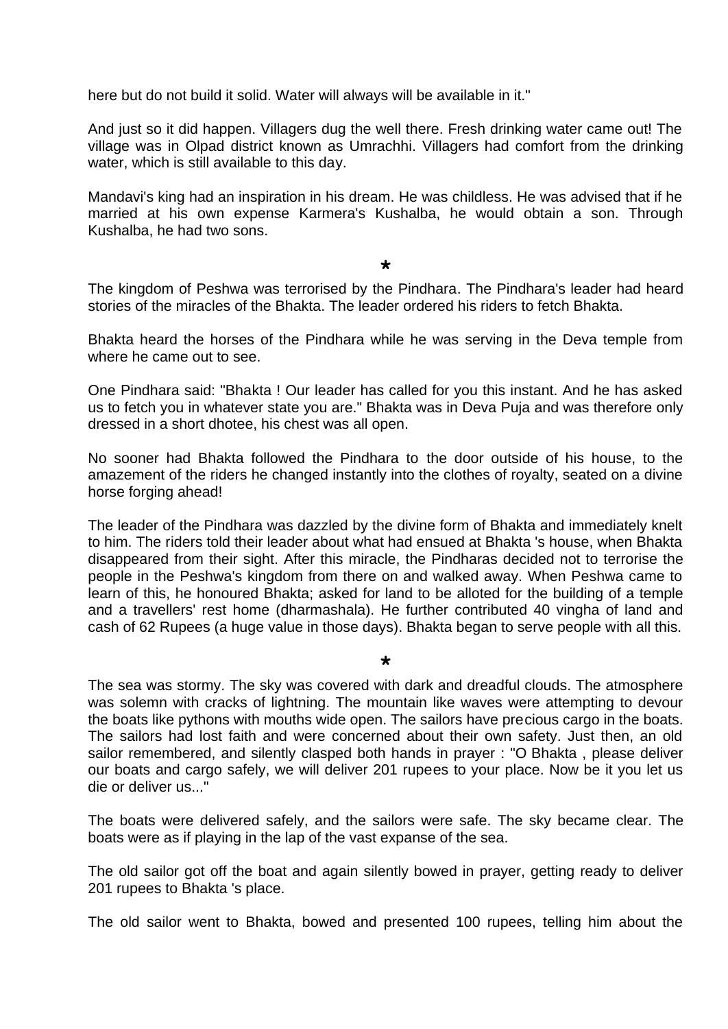here but do not build it solid. Water will always will be available in it."

And just so it did happen. Villagers dug the well there. Fresh drinking water came out! The village was in Olpad district known as Umrachhi. Villagers had comfort from the drinking water, which is still available to this day.

Mandavi's king had an inspiration in his dream. He was childless. He was advised that if he married at his own expense Karmera's Kushalba, he would obtain a son. Through Kushalba, he had two sons.

*

The kingdom of Peshwa was terrorised by the Pindhara. The Pindhara's leader had heard stories of the miracles of the Bhakta. The leader ordered his riders to fetch Bhakta.

Bhakta heard the horses of the Pindhara while he was serving in the Deva temple from where he came out to see.

One Pindhara said: "Bhakta ! Our leader has called for you this instant. And he has asked us to fetch you in whatever state you are." Bhakta was in Deva Puja and was therefore only dressed in a short dhotee, his chest was all open.

No sooner had Bhakta followed the Pindhara to the door outside of his house, to the amazement of the riders he changed instantly into the clothes of royalty, seated on a divine horse forging ahead!

The leader of the Pindhara was dazzled by the divine form of Bhakta and immediately knelt to him. The riders told their leader about what had ensued at Bhakta 's house, when Bhakta disappeared from their sight. After this miracle, the Pindharas decided not to terrorise the people in the Peshwa's kingdom from there on and walked away. When Peshwa came to learn of this, he honoured Bhakta; asked for land to be alloted for the building of a temple and a travellers' rest home (dharmashala). He further contributed 40 vingha of land and cash of 62 Rupees (a huge value in those days). Bhakta began to serve people with all this.

*

The sea was stormy. The sky was covered with dark and dreadful clouds. The atmosphere was solemn with cracks of lightning. The mountain like waves were attempting to devour the boats like pythons with mouths wide open. The sailors have precious cargo in the boats. The sailors had lost faith and were concerned about their own safety. Just then, an old sailor remembered, and silently clasped both hands in prayer : "O Bhakta , please deliver our boats and cargo safely, we will deliver 201 rupees to your place. Now be it you let us die or deliver us..."

The boats were delivered safely, and the sailors were safe. The sky became clear. The boats were as if playing in the lap of the vast expanse of the sea.

The old sailor got off the boat and again silently bowed in prayer, getting ready to deliver 201 rupees to Bhakta 's place.

The old sailor went to Bhakta, bowed and presented 100 rupees, telling him about the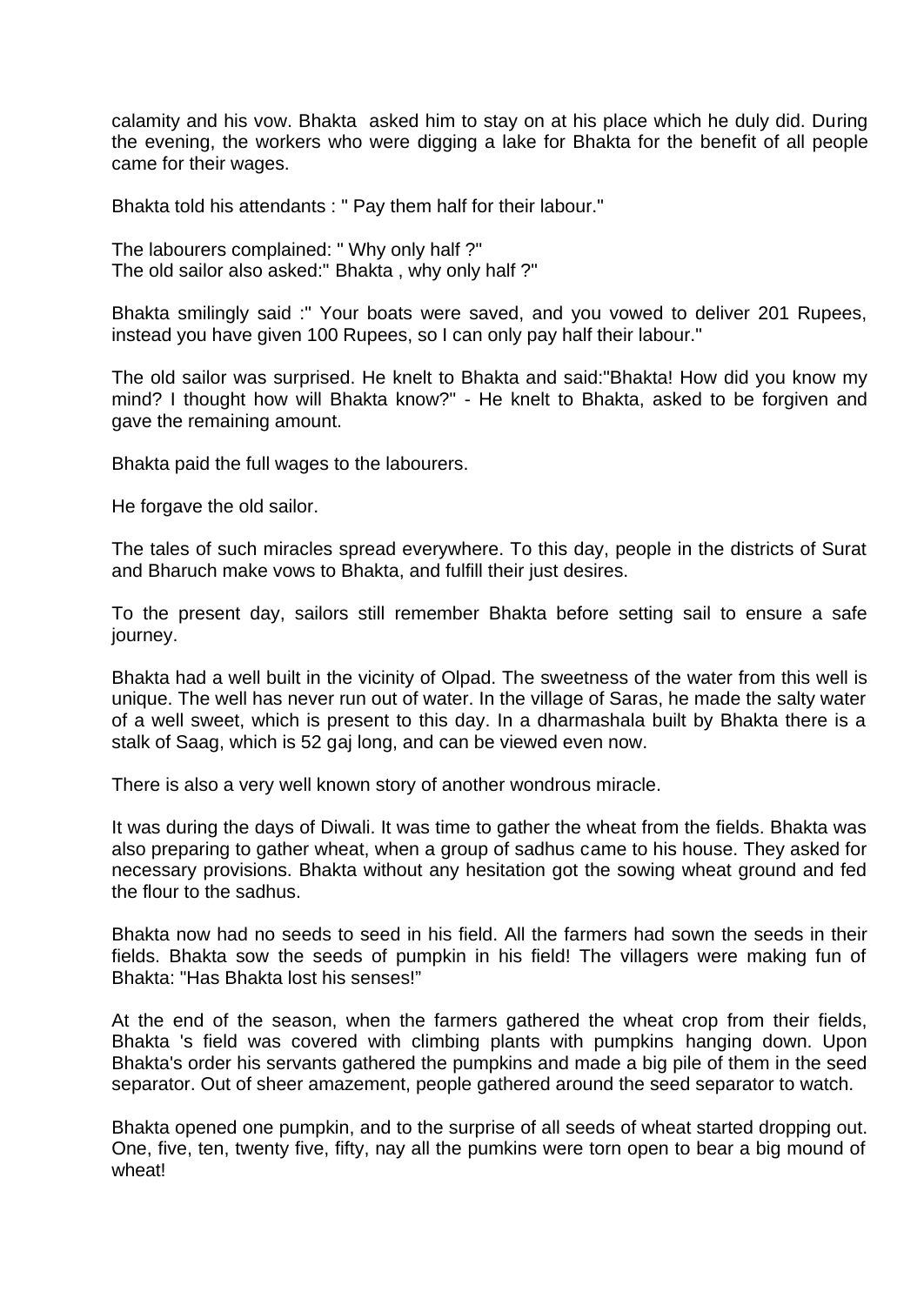calamity and his vow. Bhakta asked him to stay on at his place which he duly did. During the evening, the workers who were digging a lake for Bhakta for the benefit of all people came for their wages.

Bhakta told his attendants : " Pay them half for their labour."

The labourers complained: " Why only half ?"
The old sailor also asked:" Bhakta , why only half ?"

Bhakta smilingly said :" Your boats were saved, and you vowed to deliver 201 Rupees, instead you have given 100 Rupees, so I can only pay half their labour."

The old sailor was surprised. He knelt to Bhakta and said:"Bhakta! How did you know my mind? I thought how will Bhakta know?" - He knelt to Bhakta, asked to be forgiven and gave the remaining amount.

Bhakta paid the full wages to the labourers.

He forgave the old sailor.

The tales of such miracles spread everywhere. To this day, people in the districts of Surat and Bharuch make vows to Bhakta, and fulfill their just desires.

To the present day, sailors still remember Bhakta before setting sail to ensure a safe journey.

Bhakta had a well built in the vicinity of Olpad. The sweetness of the water from this well is unique. The well has never run out of water. In the village of Saras, he made the salty water of a well sweet, which is present to this day. In a dharmashala built by Bhakta there is a stalk of Saag, which is 52 gaj long, and can be viewed even now.

There is also a very well known story of another wondrous miracle.

It was during the days of Diwali. It was time to gather the wheat from the fields. Bhakta was also preparing to gather wheat, when a group of sadhus came to his house. They asked for necessary provisions. Bhakta without any hesitation got the sowing wheat ground and fed the flour to the sadhus.

Bhakta now had no seeds to seed in his field. All the farmers had sown the seeds in their fields. Bhakta sow the seeds of pumpkin in his field! The villagers were making fun of Bhakta: "Has Bhakta lost his senses!"

At the end of the season, when the farmers gathered the wheat crop from their fields, Bhakta 's field was covered with climbing plants with pumpkins hanging down. Upon Bhakta's order his servants gathered the pumpkins and made a big pile of them in the seed separator. Out of sheer amazement, people gathered around the seed separator to watch.

Bhakta opened one pumpkin, and to the surprise of all seeds of wheat started dropping out. One, five, ten, twenty five, fifty, nay all the pumkins were torn open to bear a big mound of wheat!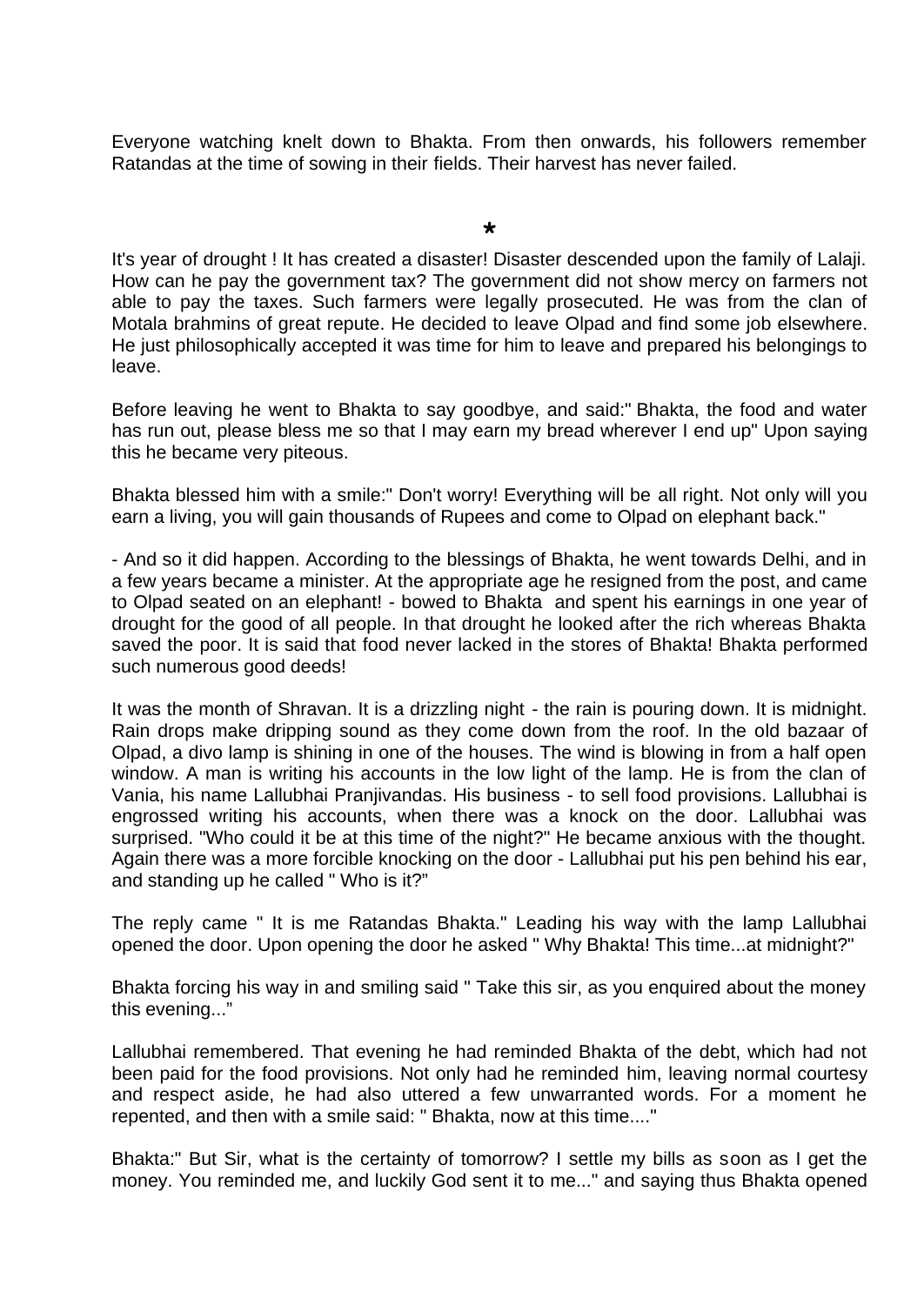Everyone watching knelt down to Bhakta. From then onwards, his followers remember Ratandas at the time of sowing in their fields. Their harvest has never failed.

*

It's year of drought ! It has created a disaster! Disaster descended upon the family of Lalaji. How can he pay the government tax? The government did not show mercy on farmers not able to pay the taxes. Such farmers were legally prosecuted. He was from the clan of Motala brahmins of great repute. He decided to leave Olpad and find some job elsewhere. He just philosophically accepted it was time for him to leave and prepared his belongings to leave.

Before leaving he went to Bhakta to say goodbye, and said:" Bhakta, the food and water has run out, please bless me so that I may earn my bread wherever I end up" Upon saying this he became very piteous.

Bhakta blessed him with a smile:" Don't worry! Everything will be all right. Not only will you earn a living, you will gain thousands of Rupees and come to Olpad on elephant back."

- And so it did happen. According to the blessings of Bhakta, he went towards Delhi, and in a few years became a minister. At the appropriate age he resigned from the post, and came to Olpad seated on an elephant! - bowed to Bhakta and spent his earnings in one year of drought for the good of all people. In that drought he looked after the rich whereas Bhakta saved the poor. It is said that food never lacked in the stores of Bhakta! Bhakta performed such numerous good deeds!

It was the month of Shravan. It is a drizzling night - the rain is pouring down. It is midnight. Rain drops make dripping sound as they come down from the roof. In the old bazaar of Olpad, a divo lamp is shining in one of the houses. The wind is blowing in from a half open window. A man is writing his accounts in the low light of the lamp. He is from the clan of Vania, his name Lallubhai Pranjivandas. His business - to sell food provisions. Lallubhai is engrossed writing his accounts, when there was a knock on the door. Lallubhai was surprised. "Who could it be at this time of the night?" He became anxious with the thought. Again there was a more forcible knocking on the door - Lallubhai put his pen behind his ear, and standing up he called " Who is it?"

The reply came " It is me Ratandas Bhakta." Leading his way with the lamp Lallubhai opened the door. Upon opening the door he asked " Why Bhakta! This time...at midnight?"

Bhakta forcing his way in and smiling said " Take this sir, as you enquired about the money this evening..."

Lallubhai remembered. That evening he had reminded Bhakta of the debt, which had not been paid for the food provisions. Not only had he reminded him, leaving normal courtesy and respect aside, he had also uttered a few unwarranted words. For a moment he repented, and then with a smile said: " Bhakta, now at this time...."

Bhakta:" But Sir, what is the certainty of tomorrow? I settle my bills as soon as I get the money. You reminded me, and luckily God sent it to me..." and saying thus Bhakta opened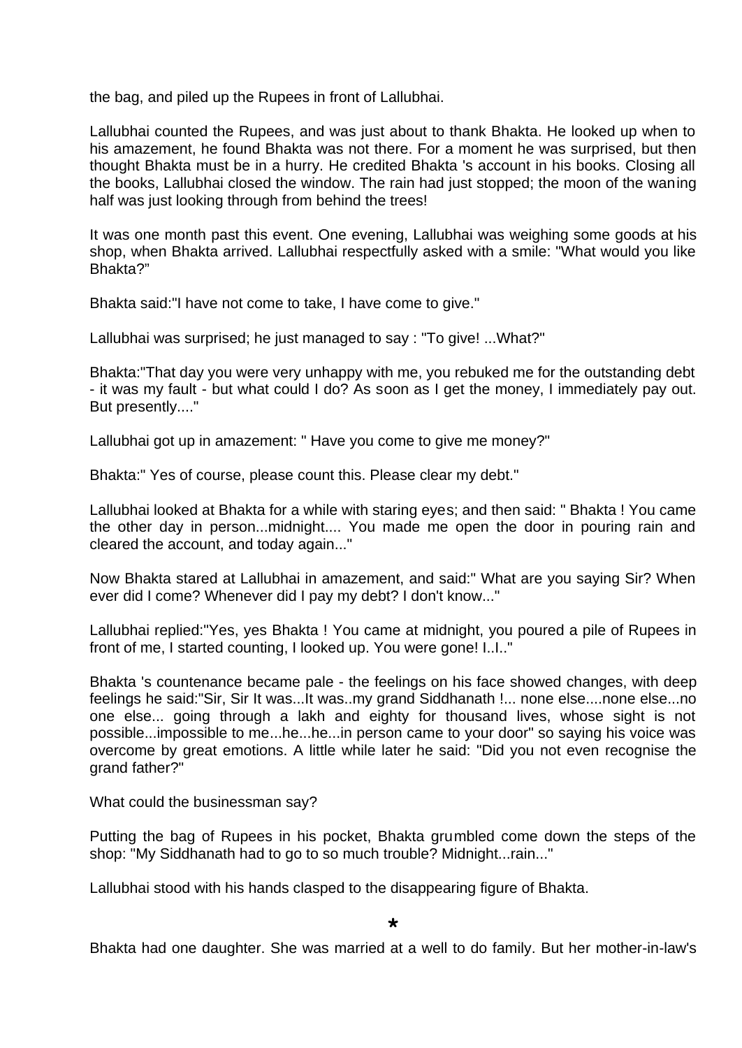the bag, and piled up the Rupees in front of Lallubhai.

Lallubhai counted the Rupees, and was just about to thank Bhakta. He looked up when to his amazement, he found Bhakta was not there. For a moment he was surprised, but then thought Bhakta must be in a hurry. He credited Bhakta 's account in his books. Closing all the books, Lallubhai closed the window. The rain had just stopped; the moon of the waning half was just looking through from behind the trees!

It was one month past this event. One evening, Lallubhai was weighing some goods at his shop, when Bhakta arrived. Lallubhai respectfully asked with a smile: "What would you like Bhakta?"

Bhakta said:"I have not come to take, I have come to give."

Lallubhai was surprised; he just managed to say : "To give! ...What?"

Bhakta:"That day you were very unhappy with me, you rebuked me for the outstanding debt - it was my fault - but what could I do? As soon as I get the money, I immediately pay out. But presently...."

Lallubhai got up in amazement: " Have you come to give me money?"

Bhakta:" Yes of course, please count this. Please clear my debt."

Lallubhai looked at Bhakta for a while with staring eyes; and then said: " Bhakta ! You came the other day in person...midnight.... You made me open the door in pouring rain and cleared the account, and today again..."

Now Bhakta stared at Lallubhai in amazement, and said:" What are you saying Sir? When ever did I come? Whenever did I pay my debt? I don't know..."

Lallubhai replied:"Yes, yes Bhakta ! You came at midnight, you poured a pile of Rupees in front of me, I started counting, I looked up. You were gone! I..I.."

Bhakta 's countenance became pale - the feelings on his face showed changes, with deep feelings he said:"Sir, Sir It was...It was..my grand Siddhanath !... none else....none else...no one else... going through a lakh and eighty for thousand lives, whose sight is not possible...impossible to me...he...he...in person came to your door" so saying his voice was overcome by great emotions. A little while later he said: "Did you not even recognise the grand father?"

What could the businessman say?

Putting the bag of Rupees in his pocket, Bhakta grumbled come down the steps of the shop: "My Siddhanath had to go to so much trouble? Midnight...rain..."

Lallubhai stood with his hands clasped to the disappearing figure of Bhakta.

*

Bhakta had one daughter. She was married at a well to do family. But her mother-in-law's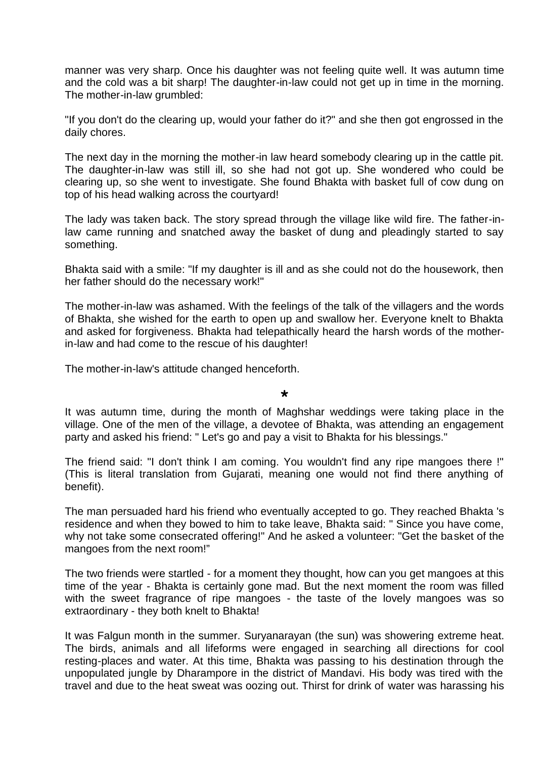manner was very sharp. Once his daughter was not feeling quite well. It was autumn time and the cold was a bit sharp! The daughter-in-law could not get up in time in the morning. The mother-in-law grumbled:

"If you don't do the clearing up, would your father do it?" and she then got engrossed in the daily chores.

The next day in the morning the mother-in law heard somebody clearing up in the cattle pit. The daughter-in-law was still ill, so she had not got up. She wondered who could be clearing up, so she went to investigate. She found Bhakta with basket full of cow dung on top of his head walking across the courtyard!

The lady was taken back. The story spread through the village like wild fire. The father-in-law came running and snatched away the basket of dung and pleadingly started to say something.

Bhakta said with a smile: "If my daughter is ill and as she could not do the housework, then her father should do the necessary work!"

The mother-in-law was ashamed. With the feelings of the talk of the villagers and the words of Bhakta, she wished for the earth to open up and swallow her. Everyone knelt to Bhakta and asked for forgiveness. Bhakta had telepathically heard the harsh words of the mother-in-law and had come to the rescue of his daughter!

The mother-in-law's attitude changed henceforth.

*

It was autumn time, during the month of Maghshar weddings were taking place in the village. One of the men of the village, a devotee of Bhakta, was attending an engagement party and asked his friend: " Let's go and pay a visit to Bhakta for his blessings."

The friend said: "I don't think I am coming. You wouldn't find any ripe mangoes there !" (This is literal translation from Gujarati, meaning one would not find there anything of benefit).

The man persuaded hard his friend who eventually accepted to go. They reached Bhakta 's residence and when they bowed to him to take leave, Bhakta said: " Since you have come, why not take some consecrated offering!" And he asked a volunteer: "Get the basket of the mangoes from the next room!"

The two friends were startled - for a moment they thought, how can you get mangoes at this time of the year - Bhakta is certainly gone mad. But the next moment the room was filled with the sweet fragrance of ripe mangoes - the taste of the lovely mangoes was so extraordinary - they both knelt to Bhakta!

It was Falgun month in the summer. Suryanarayan (the sun) was showering extreme heat. The birds, animals and all lifeforms were engaged in searching all directions for cool resting-places and water. At this time, Bhakta was passing to his destination through the unpopulated jungle by Dharampore in the district of Mandavi. His body was tired with the travel and due to the heat sweat was oozing out. Thirst for drink of water was harassing his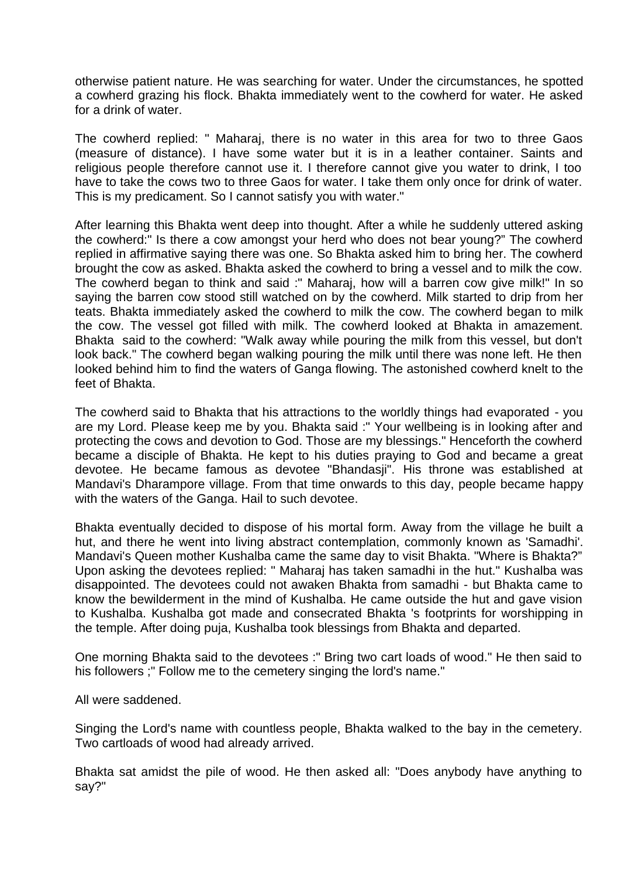otherwise patient nature. He was searching for water. Under the circumstances, he spotted a cowherd grazing his flock. Bhakta immediately went to the cowherd for water. He asked for a drink of water.

The cowherd replied: " Maharaj, there is no water in this area for two to three Gaos (measure of distance). I have some water but it is in a leather container. Saints and religious people therefore cannot use it. I therefore cannot give you water to drink, I too have to take the cows two to three Gaos for water. I take them only once for drink of water. This is my predicament. So I cannot satisfy you with water."

After learning this Bhakta went deep into thought. After a while he suddenly uttered asking the cowherd:" Is there a cow amongst your herd who does not bear young?" The cowherd replied in affirmative saying there was one. So Bhakta asked him to bring her. The cowherd brought the cow as asked. Bhakta asked the cowherd to bring a vessel and to milk the cow. The cowherd began to think and said :" Maharaj, how will a barren cow give milk!" In so saying the barren cow stood still watched on by the cowherd. Milk started to drip from her teats. Bhakta immediately asked the cowherd to milk the cow. The cowherd began to milk the cow. The vessel got filled with milk. The cowherd looked at Bhakta in amazement. Bhakta said to the cowherd: "Walk away while pouring the milk from this vessel, but don't look back." The cowherd began walking pouring the milk until there was none left. He then looked behind him to find the waters of Ganga flowing. The astonished cowherd knelt to the feet of Bhakta.

The cowherd said to Bhakta that his attractions to the worldly things had evaporated - you are my Lord. Please keep me by you. Bhakta said :" Your wellbeing is in looking after and protecting the cows and devotion to God. Those are my blessings." Henceforth the cowherd became a disciple of Bhakta. He kept to his duties praying to God and became a great devotee. He became famous as devotee "Bhandasji". His throne was established at Mandavi's Dharampore village. From that time onwards to this day, people became happy with the waters of the Ganga. Hail to such devotee.

Bhakta eventually decided to dispose of his mortal form. Away from the village he built a hut, and there he went into living abstract contemplation, commonly known as 'Samadhi'. Mandavi's Queen mother Kushalba came the same day to visit Bhakta. "Where is Bhakta?" Upon asking the devotees replied: " Maharaj has taken samadhi in the hut." Kushalba was disappointed. The devotees could not awaken Bhakta from samadhi - but Bhakta came to know the bewilderment in the mind of Kushalba. He came outside the hut and gave vision to Kushalba. Kushalba got made and consecrated Bhakta 's footprints for worshipping in the temple. After doing puja, Kushalba took blessings from Bhakta and departed.

One morning Bhakta said to the devotees :" Bring two cart loads of wood." He then said to his followers ;" Follow me to the cemetery singing the lord's name."

All were saddened.

Singing the Lord's name with countless people, Bhakta walked to the bay in the cemetery. Two cartloads of wood had already arrived.

Bhakta sat amidst the pile of wood. He then asked all: "Does anybody have anything to say?"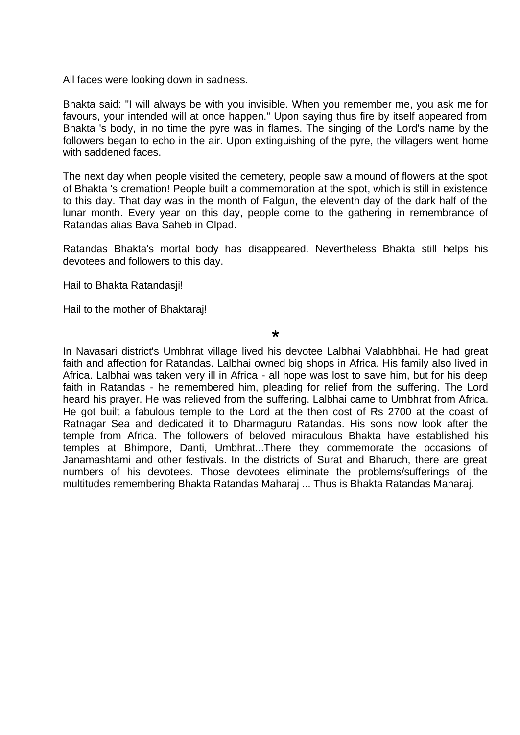All faces were looking down in sadness.

Bhakta said: "I will always be with you invisible. When you remember me, you ask me for favours, your intended will at once happen." Upon saying thus fire by itself appeared from Bhakta 's body, in no time the pyre was in flames. The singing of the Lord's name by the followers began to echo in the air. Upon extinguishing of the pyre, the villagers went home with saddened faces.

The next day when people visited the cemetery, people saw a mound of flowers at the spot of Bhakta 's cremation! People built a commemoration at the spot, which is still in existence to this day. That day was in the month of Falgun, the eleventh day of the dark half of the lunar month. Every year on this day, people come to the gathering in remembrance of Ratandas alias Bava Saheb in Olpad.

Ratandas Bhakta's mortal body has disappeared. Nevertheless Bhakta still helps his devotees and followers to this day.

Hail to Bhakta Ratandasji!

Hail to the mother of Bhaktaraj!

*

In Navasari district's Umbhrat village lived his devotee Lalbhai Valabhbhai. He had great faith and affection for Ratandas. Lalbhai owned big shops in Africa. His family also lived in Africa. Lalbhai was taken very ill in Africa - all hope was lost to save him, but for his deep faith in Ratandas - he remembered him, pleading for relief from the suffering. The Lord heard his prayer. He was relieved from the suffering. Lalbhai came to Umbhrat from Africa. He got built a fabulous temple to the Lord at the then cost of Rs 2700 at the coast of Ratnagar Sea and dedicated it to Dharmaguru Ratandas. His sons now look after the temple from Africa. The followers of beloved miraculous Bhakta have established his temples at Bhimpore, Danti, Umbhrat...There they commemorate the occasions of Janamashtami and other festivals. In the districts of Surat and Bharuch, there are great numbers of his devotees. Those devotees eliminate the problems/sufferings of the multitudes remembering Bhakta Ratandas Maharaj ... Thus is Bhakta Ratandas Maharaj.